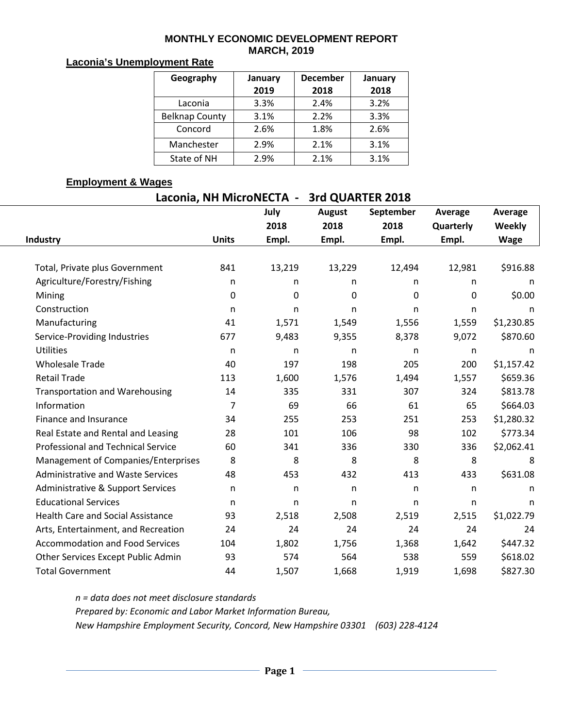# MONTHLY ECONOMIC DEVELOPMENT REPORT
## MARCH, 2019

### Laconia's Unemployment Rate

| Geography | January 2019 | December 2018 | January 2018 |
|---|---|---|---|
| Laconia | 3.3% | 2.4% | 3.2% |
| Belknap County | 3.1% | 2.2% | 3.3% |
| Concord | 2.6% | 1.8% | 2.6% |
| Manchester | 2.9% | 2.1% | 3.1% |
| State of NH | 2.9% | 2.1% | 3.1% |

### Employment & Wages

**Laconia, NH MicroNECTA - 3rd QUARTER 2018**

| Industry | Units | July 2018 Empl. | August 2018 Empl. | September 2018 Empl. | Average Quarterly Empl. | Average Weekly Wage |
|---|---|---|---|---|---|---|
| Total, Private plus Government | 841 | 13,219 | 13,229 | 12,494 | 12,981 | $916.88 |
| Agriculture/Forestry/Fishing | n | n | n | n | n | n |
| Mining | 0 | 0 | 0 | 0 | 0 | $0.00 |
| Construction | n | n | n | n | n | n |
| Manufacturing | 41 | 1,571 | 1,549 | 1,556 | 1,559 | $1,230.85 |
| Service-Providing Industries | 677 | 9,483 | 9,355 | 8,378 | 9,072 | $870.60 |
| Utilities | n | n | n | n | n | n |
| Wholesale Trade | 40 | 197 | 198 | 205 | 200 | $1,157.42 |
| Retail Trade | 113 | 1,600 | 1,576 | 1,494 | 1,557 | $659.36 |
| Transportation and Warehousing | 14 | 335 | 331 | 307 | 324 | $813.78 |
| Information | 7 | 69 | 66 | 61 | 65 | $664.03 |
| Finance and Insurance | 34 | 255 | 253 | 251 | 253 | $1,280.32 |
| Real Estate and Rental and Leasing | 28 | 101 | 106 | 98 | 102 | $773.34 |
| Professional and Technical Service | 60 | 341 | 336 | 330 | 336 | $2,062.41 |
| Management of Companies/Enterprises | 8 | 8 | 8 | 8 | 8 | 8 |
| Administrative and Waste Services | 48 | 453 | 432 | 413 | 433 | $631.08 |
| Administrative & Support Services | n | n | n | n | n | n |
| Educational Services | n | n | n | n | n | n |
| Health Care and Social Assistance | 93 | 2,518 | 2,508 | 2,519 | 2,515 | $1,022.79 |
| Arts, Entertainment, and Recreation | 24 | 24 | 24 | 24 | 24 | 24 |
| Accommodation and Food Services | 104 | 1,802 | 1,756 | 1,368 | 1,642 | $447.32 |
| Other Services Except Public Admin | 93 | 574 | 564 | 538 | 559 | $618.02 |
| Total Government | 44 | 1,507 | 1,668 | 1,919 | 1,698 | $827.30 |

*n = data does not meet disclosure standards*

*Prepared by: Economic and Labor Market Information Bureau,*

*New Hampshire Employment Security, Concord, New Hampshire 03301 (603) 228-4124*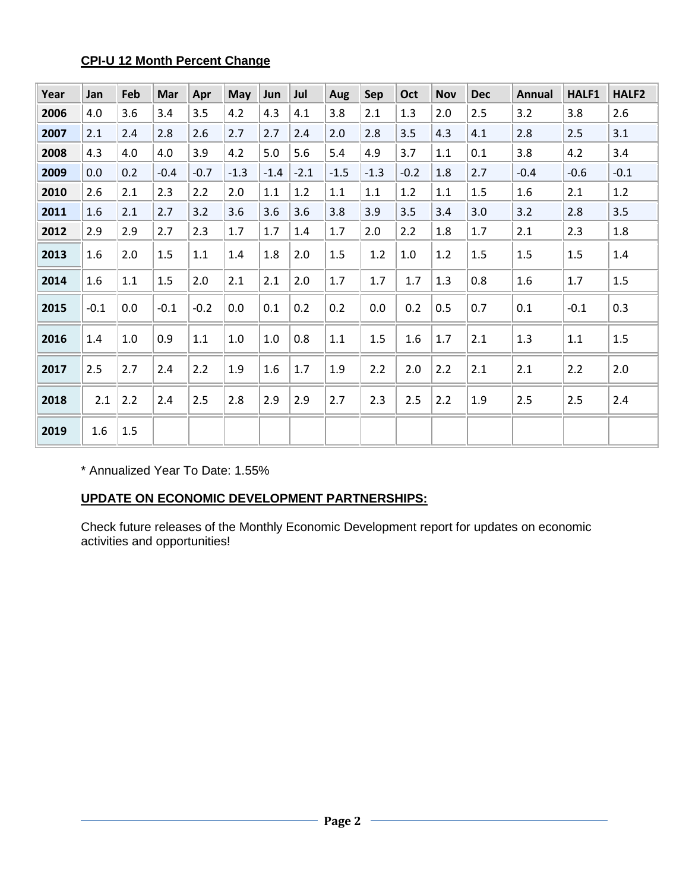**CPI-U 12 Month Percent Change**

| Year | Jan | Feb | Mar | Apr | May | Jun | Jul | Aug | Sep | Oct | Nov | Dec | Annual | HALF1 | HALF2 |
|---|---|---|---|---|---|---|---|---|---|---|---|---|---|---|---|
| 2006 | 4.0 | 3.6 | 3.4 | 3.5 | 4.2 | 4.3 | 4.1 | 3.8 | 2.1 | 1.3 | 2.0 | 2.5 | 3.2 | 3.8 | 2.6 |
| 2007 | 2.1 | 2.4 | 2.8 | 2.6 | 2.7 | 2.7 | 2.4 | 2.0 | 2.8 | 3.5 | 4.3 | 4.1 | 2.8 | 2.5 | 3.1 |
| 2008 | 4.3 | 4.0 | 4.0 | 3.9 | 4.2 | 5.0 | 5.6 | 5.4 | 4.9 | 3.7 | 1.1 | 0.1 | 3.8 | 4.2 | 3.4 |
| 2009 | 0.0 | 0.2 | -0.4 | -0.7 | -1.3 | -1.4 | -2.1 | -1.5 | -1.3 | -0.2 | 1.8 | 2.7 | -0.4 | -0.6 | -0.1 |
| 2010 | 2.6 | 2.1 | 2.3 | 2.2 | 2.0 | 1.1 | 1.2 | 1.1 | 1.1 | 1.2 | 1.1 | 1.5 | 1.6 | 2.1 | 1.2 |
| 2011 | 1.6 | 2.1 | 2.7 | 3.2 | 3.6 | 3.6 | 3.6 | 3.8 | 3.9 | 3.5 | 3.4 | 3.0 | 3.2 | 2.8 | 3.5 |
| 2012 | 2.9 | 2.9 | 2.7 | 2.3 | 1.7 | 1.7 | 1.4 | 1.7 | 2.0 | 2.2 | 1.8 | 1.7 | 2.1 | 2.3 | 1.8 |
| 2013 | 1.6 | 2.0 | 1.5 | 1.1 | 1.4 | 1.8 | 2.0 | 1.5 | 1.2 | 1.0 | 1.2 | 1.5 | 1.5 | 1.5 | 1.4 |
| 2014 | 1.6 | 1.1 | 1.5 | 2.0 | 2.1 | 2.1 | 2.0 | 1.7 | 1.7 | 1.7 | 1.3 | 0.8 | 1.6 | 1.7 | 1.5 |
| 2015 | -0.1 | 0.0 | -0.1 | -0.2 | 0.0 | 0.1 | 0.2 | 0.2 | 0.0 | 0.2 | 0.5 | 0.7 | 0.1 | -0.1 | 0.3 |
| 2016 | 1.4 | 1.0 | 0.9 | 1.1 | 1.0 | 1.0 | 0.8 | 1.1 | 1.5 | 1.6 | 1.7 | 2.1 | 1.3 | 1.1 | 1.5 |
| 2017 | 2.5 | 2.7 | 2.4 | 2.2 | 1.9 | 1.6 | 1.7 | 1.9 | 2.2 | 2.0 | 2.2 | 2.1 | 2.1 | 2.2 | 2.0 |
| 2018 | 2.1 | 2.2 | 2.4 | 2.5 | 2.8 | 2.9 | 2.9 | 2.7 | 2.3 | 2.5 | 2.2 | 1.9 | 2.5 | 2.5 | 2.4 |
| 2019 | 1.6 | 1.5 | | | | | | | | | | | | | |

* Annualized Year To Date: 1.55%

**UPDATE ON ECONOMIC DEVELOPMENT PARTNERSHIPS:**

Check future releases of the Monthly Economic Development report for updates on economic activities and opportunities!